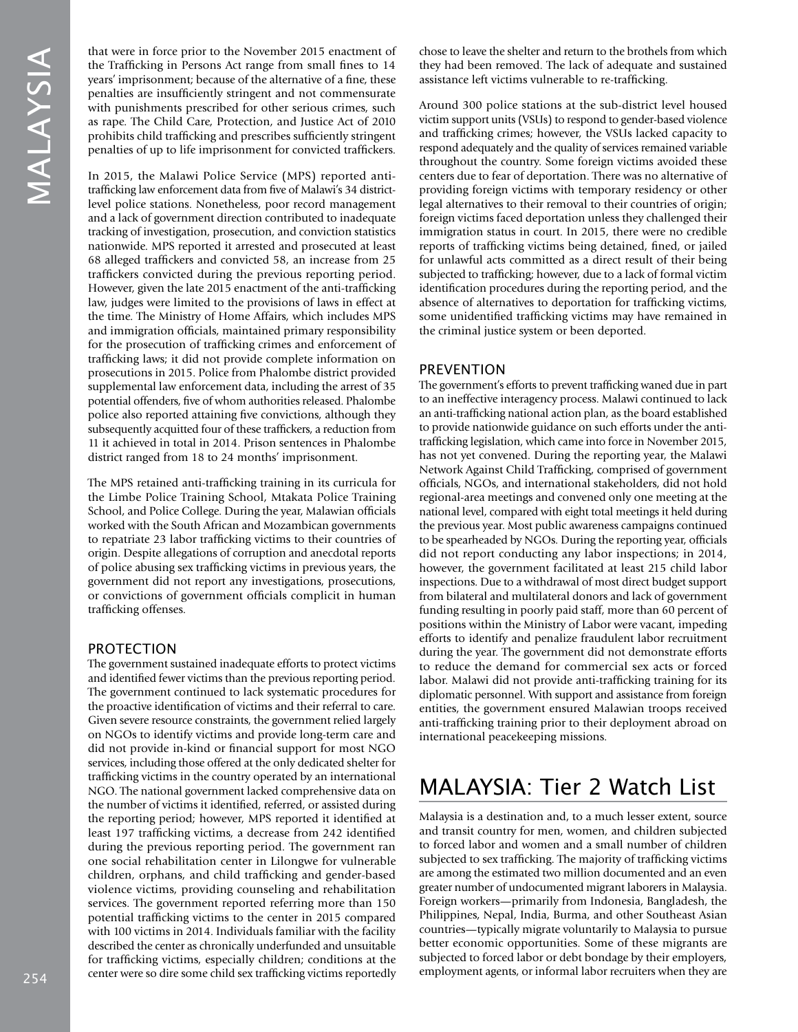that were in force prior to the November 2015 enactment of the Trafficking in Persons Act range from small fines to 14 years' imprisonment; because of the alternative of a fine, these penalties are insufficiently stringent and not commensurate with punishments prescribed for other serious crimes, such as rape. The Child Care, Protection, and Justice Act of 2010 prohibits child trafficking and prescribes sufficiently stringent penalties of up to life imprisonment for convicted traffickers.

In 2015, the Malawi Police Service (MPS) reported anti-trafficking law enforcement data from five of Malawi's 34 district-level police stations. Nonetheless, poor record management and a lack of government direction contributed to inadequate tracking of investigation, prosecution, and conviction statistics nationwide. MPS reported it arrested and prosecuted at least 68 alleged traffickers and convicted 58, an increase from 25 traffickers convicted during the previous reporting period. However, given the late 2015 enactment of the anti-trafficking law, judges were limited to the provisions of laws in effect at the time. The Ministry of Home Affairs, which includes MPS and immigration officials, maintained primary responsibility for the prosecution of trafficking crimes and enforcement of trafficking laws; it did not provide complete information on prosecutions in 2015. Police from Phalombe district provided supplemental law enforcement data, including the arrest of 35 potential offenders, five of whom authorities released. Phalombe police also reported attaining five convictions, although they subsequently acquitted four of these traffickers, a reduction from 11 it achieved in total in 2014. Prison sentences in Phalombe district ranged from 18 to 24 months' imprisonment.

The MPS retained anti-trafficking training in its curricula for the Limbe Police Training School, Mtakata Police Training School, and Police College. During the year, Malawian officials worked with the South African and Mozambican governments to repatriate 23 labor trafficking victims to their countries of origin. Despite allegations of corruption and anecdotal reports of police abusing sex trafficking victims in previous years, the government did not report any investigations, prosecutions, or convictions of government officials complicit in human trafficking offenses.

## PROTECTION

The government sustained inadequate efforts to protect victims and identified fewer victims than the previous reporting period. The government continued to lack systematic procedures for the proactive identification of victims and their referral to care. Given severe resource constraints, the government relied largely on NGOs to identify victims and provide long-term care and did not provide in-kind or financial support for most NGO services, including those offered at the only dedicated shelter for trafficking victims in the country operated by an international NGO. The national government lacked comprehensive data on the number of victims it identified, referred, or assisted during the reporting period; however, MPS reported it identified at least 197 trafficking victims, a decrease from 242 identified during the previous reporting period. The government ran one social rehabilitation center in Lilongwe for vulnerable children, orphans, and child trafficking and gender-based violence victims, providing counseling and rehabilitation services. The government reported referring more than 150 potential trafficking victims to the center in 2015 compared with 100 victims in 2014. Individuals familiar with the facility described the center as chronically underfunded and unsuitable for trafficking victims, especially children; conditions at the center were so dire some child sex trafficking victims reportedly chose to leave the shelter and return to the brothels from which they had been removed. The lack of adequate and sustained assistance left victims vulnerable to re-trafficking.

Around 300 police stations at the sub-district level housed victim support units (VSUs) to respond to gender-based violence and trafficking crimes; however, the VSUs lacked capacity to respond adequately and the quality of services remained variable throughout the country. Some foreign victims avoided these centers due to fear of deportation. There was no alternative of providing foreign victims with temporary residency or other legal alternatives to their removal to their countries of origin; foreign victims faced deportation unless they challenged their immigration status in court. In 2015, there were no credible reports of trafficking victims being detained, fined, or jailed for unlawful acts committed as a direct result of their being subjected to trafficking; however, due to a lack of formal victim identification procedures during the reporting period, and the absence of alternatives to deportation for trafficking victims, some unidentified trafficking victims may have remained in the criminal justice system or been deported.

## PREVENTION

The government's efforts to prevent trafficking waned due in part to an ineffective interagency process. Malawi continued to lack an anti-trafficking national action plan, as the board established to provide nationwide guidance on such efforts under the anti-trafficking legislation, which came into force in November 2015, has not yet convened. During the reporting year, the Malawi Network Against Child Trafficking, comprised of government officials, NGOs, and international stakeholders, did not hold regional-area meetings and convened only one meeting at the national level, compared with eight total meetings it held during the previous year. Most public awareness campaigns continued to be spearheaded by NGOs. During the reporting year, officials did not report conducting any labor inspections; in 2014, however, the government facilitated at least 215 child labor inspections. Due to a withdrawal of most direct budget support from bilateral and multilateral donors and lack of government funding resulting in poorly paid staff, more than 60 percent of positions within the Ministry of Labor were vacant, impeding efforts to identify and penalize fraudulent labor recruitment during the year. The government did not demonstrate efforts to reduce the demand for commercial sex acts or forced labor. Malawi did not provide anti-trafficking training for its diplomatic personnel. With support and assistance from foreign entities, the government ensured Malawian troops received anti-trafficking training prior to their deployment abroad on international peacekeeping missions.

# MALAYSIA: Tier 2 Watch List

Malaysia is a destination and, to a much lesser extent, source and transit country for men, women, and children subjected to forced labor and women and a small number of children subjected to sex trafficking. The majority of trafficking victims are among the estimated two million documented and an even greater number of undocumented migrant laborers in Malaysia. Foreign workers—primarily from Indonesia, Bangladesh, the Philippines, Nepal, India, Burma, and other Southeast Asian countries—typically migrate voluntarily to Malaysia to pursue better economic opportunities. Some of these migrants are subjected to forced labor or debt bondage by their employers, employment agents, or informal labor recruiters when they are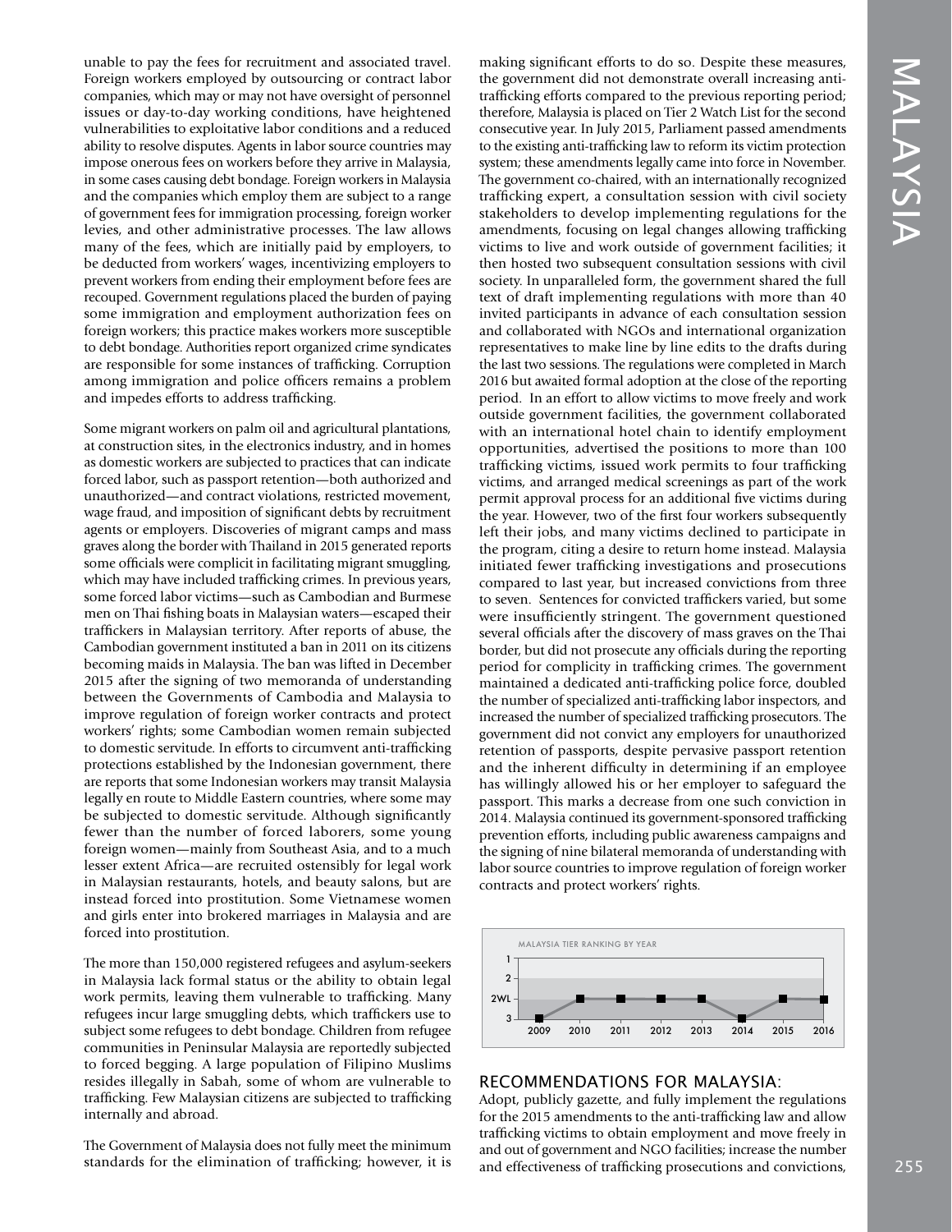unable to pay the fees for recruitment and associated travel. Foreign workers employed by outsourcing or contract labor companies, which may or may not have oversight of personnel issues or day-to-day working conditions, have heightened vulnerabilities to exploitative labor conditions and a reduced ability to resolve disputes. Agents in labor source countries may impose onerous fees on workers before they arrive in Malaysia, in some cases causing debt bondage. Foreign workers in Malaysia and the companies which employ them are subject to a range of government fees for immigration processing, foreign worker levies, and other administrative processes. The law allows many of the fees, which are initially paid by employers, to be deducted from workers' wages, incentivizing employers to prevent workers from ending their employment before fees are recouped. Government regulations placed the burden of paying some immigration and employment authorization fees on foreign workers; this practice makes workers more susceptible to debt bondage. Authorities report organized crime syndicates are responsible for some instances of trafficking. Corruption among immigration and police officers remains a problem and impedes efforts to address trafficking.

Some migrant workers on palm oil and agricultural plantations, at construction sites, in the electronics industry, and in homes as domestic workers are subjected to practices that can indicate forced labor, such as passport retention—both authorized and unauthorized—and contract violations, restricted movement, wage fraud, and imposition of significant debts by recruitment agents or employers. Discoveries of migrant camps and mass graves along the border with Thailand in 2015 generated reports some officials were complicit in facilitating migrant smuggling, which may have included trafficking crimes. In previous years, some forced labor victims—such as Cambodian and Burmese men on Thai fishing boats in Malaysian waters—escaped their traffickers in Malaysian territory. After reports of abuse, the Cambodian government instituted a ban in 2011 on its citizens becoming maids in Malaysia. The ban was lifted in December 2015 after the signing of two memoranda of understanding between the Governments of Cambodia and Malaysia to improve regulation of foreign worker contracts and protect workers' rights; some Cambodian women remain subjected to domestic servitude. In efforts to circumvent anti-trafficking protections established by the Indonesian government, there are reports that some Indonesian workers may transit Malaysia legally en route to Middle Eastern countries, where some may be subjected to domestic servitude. Although significantly fewer than the number of forced laborers, some young foreign women—mainly from Southeast Asia, and to a much lesser extent Africa—are recruited ostensibly for legal work in Malaysian restaurants, hotels, and beauty salons, but are instead forced into prostitution. Some Vietnamese women and girls enter into brokered marriages in Malaysia and are forced into prostitution.

The more than 150,000 registered refugees and asylum-seekers in Malaysia lack formal status or the ability to obtain legal work permits, leaving them vulnerable to trafficking. Many refugees incur large smuggling debts, which traffickers use to subject some refugees to debt bondage. Children from refugee communities in Peninsular Malaysia are reportedly subjected to forced begging. A large population of Filipino Muslims resides illegally in Sabah, some of whom are vulnerable to trafficking. Few Malaysian citizens are subjected to trafficking internally and abroad.

The Government of Malaysia does not fully meet the minimum standards for the elimination of trafficking; however, it is making significant efforts to do so. Despite these measures, the government did not demonstrate overall increasing anti-trafficking efforts compared to the previous reporting period; therefore, Malaysia is placed on Tier 2 Watch List for the second consecutive year. In July 2015, Parliament passed amendments to the existing anti-trafficking law to reform its victim protection system; these amendments legally came into force in November. The government co-chaired, with an internationally recognized trafficking expert, a consultation session with civil society stakeholders to develop implementing regulations for the amendments, focusing on legal changes allowing trafficking victims to live and work outside of government facilities; it then hosted two subsequent consultation sessions with civil society. In unparalleled form, the government shared the full text of draft implementing regulations with more than 40 invited participants in advance of each consultation session and collaborated with NGOs and international organization representatives to make line by line edits to the drafts during the last two sessions. The regulations were completed in March 2016 but awaited formal adoption at the close of the reporting period. In an effort to allow victims to move freely and work outside government facilities, the government collaborated with an international hotel chain to identify employment opportunities, advertised the positions to more than 100 trafficking victims, issued work permits to four trafficking victims, and arranged medical screenings as part of the work permit approval process for an additional five victims during the year. However, two of the first four workers subsequently left their jobs, and many victims declined to participate in the program, citing a desire to return home instead. Malaysia initiated fewer trafficking investigations and prosecutions compared to last year, but increased convictions from three to seven. Sentences for convicted traffickers varied, but some were insufficiently stringent. The government questioned several officials after the discovery of mass graves on the Thai border, but did not prosecute any officials during the reporting period for complicity in trafficking crimes. The government maintained a dedicated anti-trafficking police force, doubled the number of specialized anti-trafficking labor inspectors, and increased the number of specialized trafficking prosecutors. The government did not convict any employers for unauthorized retention of passports, despite pervasive passport retention and the inherent difficulty in determining if an employee has willingly allowed his or her employer to safeguard the passport. This marks a decrease from one such conviction in 2014. Malaysia continued its government-sponsored trafficking prevention efforts, including public awareness campaigns and the signing of nine bilateral memoranda of understanding with labor source countries to improve regulation of foreign worker contracts and protect workers' rights.

MALAYSIA TIER RANKING BY YEAR

| 2009 | 2010 | 2011 | 2012 | 2013 | 2014 | 2015 | 2016 |
|---|---|---|---|---|---|---|---|
| 3 | 2WL | 2WL | 2WL | 2WL | 3 | 2WL | 2WL |

## RECOMMENDATIONS FOR MALAYSIA:

Adopt, publicly gazette, and fully implement the regulations for the 2015 amendments to the anti-trafficking law and allow trafficking victims to obtain employment and move freely in and out of government and NGO facilities; increase the number and effectiveness of trafficking prosecutions and convictions,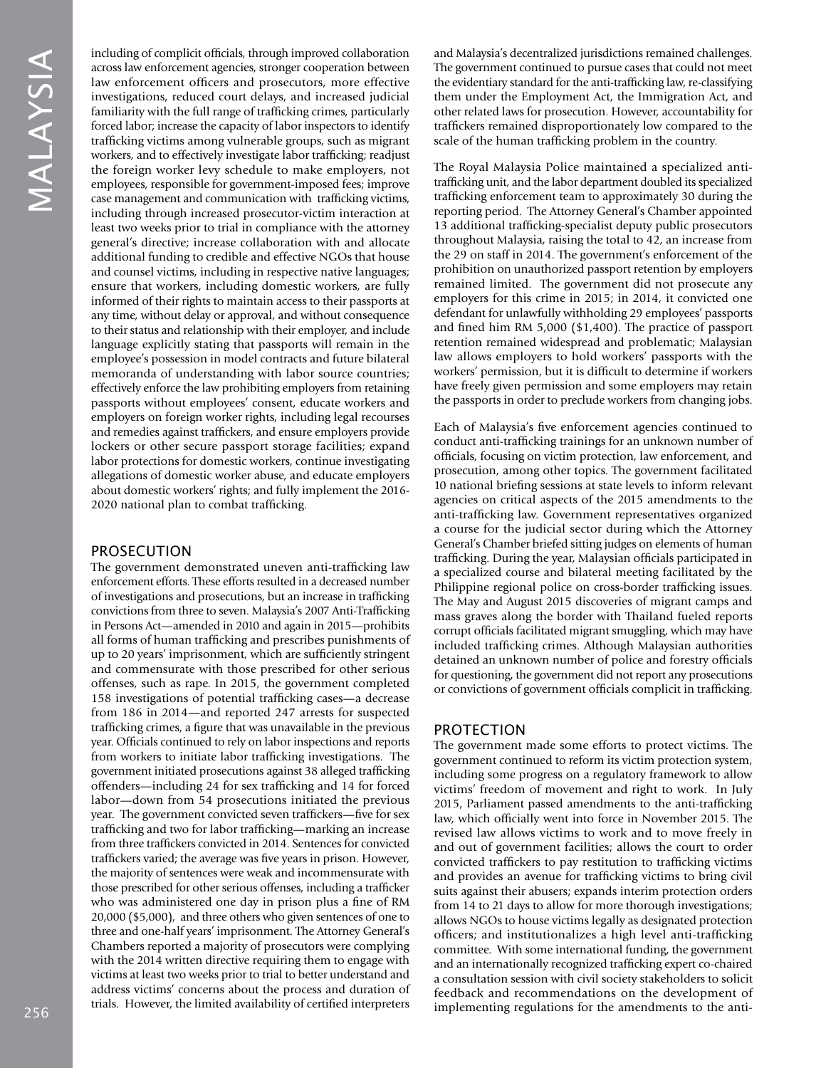including of complicit officials, through improved collaboration across law enforcement agencies, stronger cooperation between law enforcement officers and prosecutors, more effective investigations, reduced court delays, and increased judicial familiarity with the full range of trafficking crimes, particularly forced labor; increase the capacity of labor inspectors to identify trafficking victims among vulnerable groups, such as migrant workers, and to effectively investigate labor trafficking; readjust the foreign worker levy schedule to make employers, not employees, responsible for government-imposed fees; improve case management and communication with trafficking victims, including through increased prosecutor-victim interaction at least two weeks prior to trial in compliance with the attorney general's directive; increase collaboration with and allocate additional funding to credible and effective NGOs that house and counsel victims, including in respective native languages; ensure that workers, including domestic workers, are fully informed of their rights to maintain access to their passports at any time, without delay or approval, and without consequence to their status and relationship with their employer, and include language explicitly stating that passports will remain in the employee's possession in model contracts and future bilateral memoranda of understanding with labor source countries; effectively enforce the law prohibiting employers from retaining passports without employees' consent, educate workers and employers on foreign worker rights, including legal recourses and remedies against traffickers, and ensure employers provide lockers or other secure passport storage facilities; expand labor protections for domestic workers, continue investigating allegations of domestic worker abuse, and educate employers about domestic workers' rights; and fully implement the 2016-2020 national plan to combat trafficking.

## PROSECUTION

The government demonstrated uneven anti-trafficking law enforcement efforts. These efforts resulted in a decreased number of investigations and prosecutions, but an increase in trafficking convictions from three to seven. Malaysia's 2007 Anti-Trafficking in Persons Act—amended in 2010 and again in 2015—prohibits all forms of human trafficking and prescribes punishments of up to 20 years' imprisonment, which are sufficiently stringent and commensurate with those prescribed for other serious offenses, such as rape. In 2015, the government completed 158 investigations of potential trafficking cases—a decrease from 186 in 2014—and reported 247 arrests for suspected trafficking crimes, a figure that was unavailable in the previous year. Officials continued to rely on labor inspections and reports from workers to initiate labor trafficking investigations. The government initiated prosecutions against 38 alleged trafficking offenders—including 24 for sex trafficking and 14 for forced labor—down from 54 prosecutions initiated the previous year. The government convicted seven traffickers—five for sex trafficking and two for labor trafficking—marking an increase from three traffickers convicted in 2014. Sentences for convicted traffickers varied; the average was five years in prison. However, the majority of sentences were weak and incommensurate with those prescribed for other serious offenses, including a trafficker who was administered one day in prison plus a fine of RM 20,000 ($5,000), and three others who given sentences of one to three and one-half years' imprisonment. The Attorney General's Chambers reported a majority of prosecutors were complying with the 2014 written directive requiring them to engage with victims at least two weeks prior to trial to better understand and address victims' concerns about the process and duration of trials. However, the limited availability of certified interpreters and Malaysia's decentralized jurisdictions remained challenges. The government continued to pursue cases that could not meet the evidentiary standard for the anti-trafficking law, re-classifying them under the Employment Act, the Immigration Act, and other related laws for prosecution. However, accountability for traffickers remained disproportionately low compared to the scale of the human trafficking problem in the country.

The Royal Malaysia Police maintained a specialized anti-trafficking unit, and the labor department doubled its specialized trafficking enforcement team to approximately 30 during the reporting period. The Attorney General's Chamber appointed 13 additional trafficking-specialist deputy public prosecutors throughout Malaysia, raising the total to 42, an increase from the 29 on staff in 2014. The government's enforcement of the prohibition on unauthorized passport retention by employers remained limited. The government did not prosecute any employers for this crime in 2015; in 2014, it convicted one defendant for unlawfully withholding 29 employees' passports and fined him RM 5,000 ($1,400). The practice of passport retention remained widespread and problematic; Malaysian law allows employers to hold workers' passports with the workers' permission, but it is difficult to determine if workers have freely given permission and some employers may retain the passports in order to preclude workers from changing jobs.

Each of Malaysia's five enforcement agencies continued to conduct anti-trafficking trainings for an unknown number of officials, focusing on victim protection, law enforcement, and prosecution, among other topics. The government facilitated 10 national briefing sessions at state levels to inform relevant agencies on critical aspects of the 2015 amendments to the anti-trafficking law. Government representatives organized a course for the judicial sector during which the Attorney General's Chamber briefed sitting judges on elements of human trafficking. During the year, Malaysian officials participated in a specialized course and bilateral meeting facilitated by the Philippine regional police on cross-border trafficking issues. The May and August 2015 discoveries of migrant camps and mass graves along the border with Thailand fueled reports corrupt officials facilitated migrant smuggling, which may have included trafficking crimes. Although Malaysian authorities detained an unknown number of police and forestry officials for questioning, the government did not report any prosecutions or convictions of government officials complicit in trafficking.

## PROTECTION

The government made some efforts to protect victims. The government continued to reform its victim protection system, including some progress on a regulatory framework to allow victims' freedom of movement and right to work. In July 2015, Parliament passed amendments to the anti-trafficking law, which officially went into force in November 2015. The revised law allows victims to work and to move freely in and out of government facilities; allows the court to order convicted traffickers to pay restitution to trafficking victims and provides an avenue for trafficking victims to bring civil suits against their abusers; expands interim protection orders from 14 to 21 days to allow for more thorough investigations; allows NGOs to house victims legally as designated protection officers; and institutionalizes a high level anti-trafficking committee. With some international funding, the government and an internationally recognized trafficking expert co-chaired a consultation session with civil society stakeholders to solicit feedback and recommendations on the development of implementing regulations for the amendments to the anti-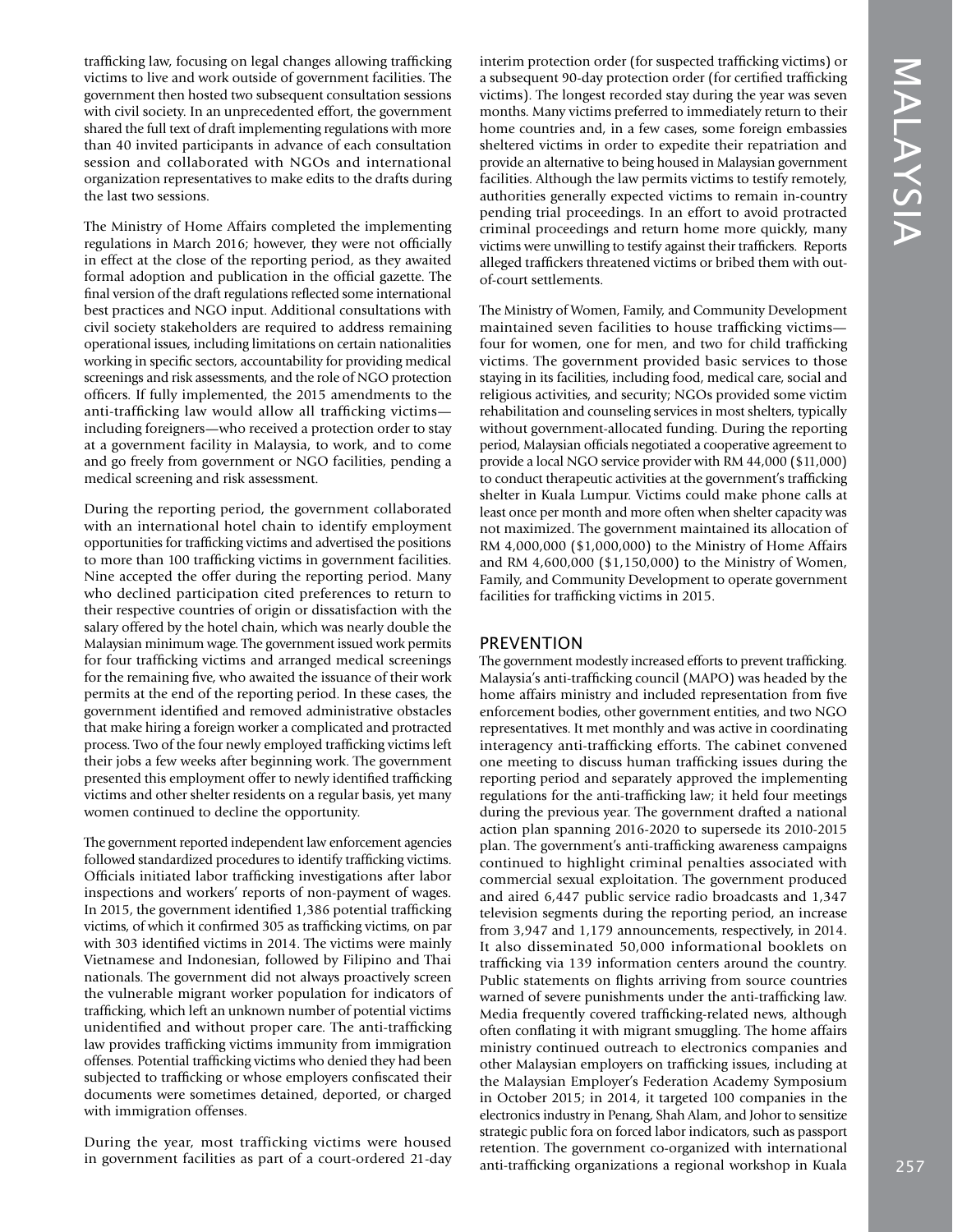trafficking law, focusing on legal changes allowing trafficking victims to live and work outside of government facilities. The government then hosted two subsequent consultation sessions with civil society. In an unprecedented effort, the government shared the full text of draft implementing regulations with more than 40 invited participants in advance of each consultation session and collaborated with NGOs and international organization representatives to make edits to the drafts during the last two sessions.

The Ministry of Home Affairs completed the implementing regulations in March 2016; however, they were not officially in effect at the close of the reporting period, as they awaited formal adoption and publication in the official gazette. The final version of the draft regulations reflected some international best practices and NGO input. Additional consultations with civil society stakeholders are required to address remaining operational issues, including limitations on certain nationalities working in specific sectors, accountability for providing medical screenings and risk assessments, and the role of NGO protection officers. If fully implemented, the 2015 amendments to the anti-trafficking law would allow all trafficking victims—including foreigners—who received a protection order to stay at a government facility in Malaysia, to work, and to come and go freely from government or NGO facilities, pending a medical screening and risk assessment.

During the reporting period, the government collaborated with an international hotel chain to identify employment opportunities for trafficking victims and advertised the positions to more than 100 trafficking victims in government facilities. Nine accepted the offer during the reporting period. Many who declined participation cited preferences to return to their respective countries of origin or dissatisfaction with the salary offered by the hotel chain, which was nearly double the Malaysian minimum wage. The government issued work permits for four trafficking victims and arranged medical screenings for the remaining five, who awaited the issuance of their work permits at the end of the reporting period. In these cases, the government identified and removed administrative obstacles that make hiring a foreign worker a complicated and protracted process. Two of the four newly employed trafficking victims left their jobs a few weeks after beginning work. The government presented this employment offer to newly identified trafficking victims and other shelter residents on a regular basis, yet many women continued to decline the opportunity.

The government reported independent law enforcement agencies followed standardized procedures to identify trafficking victims. Officials initiated labor trafficking investigations after labor inspections and workers' reports of non-payment of wages. In 2015, the government identified 1,386 potential trafficking victims, of which it confirmed 305 as trafficking victims, on par with 303 identified victims in 2014. The victims were mainly Vietnamese and Indonesian, followed by Filipino and Thai nationals. The government did not always proactively screen the vulnerable migrant worker population for indicators of trafficking, which left an unknown number of potential victims unidentified and without proper care. The anti-trafficking law provides trafficking victims immunity from immigration offenses. Potential trafficking victims who denied they had been subjected to trafficking or whose employers confiscated their documents were sometimes detained, deported, or charged with immigration offenses.

During the year, most trafficking victims were housed in government facilities as part of a court-ordered 21-day interim protection order (for suspected trafficking victims) or a subsequent 90-day protection order (for certified trafficking victims). The longest recorded stay during the year was seven months. Many victims preferred to immediately return to their home countries and, in a few cases, some foreign embassies sheltered victims in order to expedite their repatriation and provide an alternative to being housed in Malaysian government facilities. Although the law permits victims to testify remotely, authorities generally expected victims to remain in-country pending trial proceedings. In an effort to avoid protracted criminal proceedings and return home more quickly, many victims were unwilling to testify against their traffickers. Reports alleged traffickers threatened victims or bribed them with out-of-court settlements.

The Ministry of Women, Family, and Community Development maintained seven facilities to house trafficking victims—four for women, one for men, and two for child trafficking victims. The government provided basic services to those staying in its facilities, including food, medical care, social and religious activities, and security; NGOs provided some victim rehabilitation and counseling services in most shelters, typically without government-allocated funding. During the reporting period, Malaysian officials negotiated a cooperative agreement to provide a local NGO service provider with RM 44,000 ($11,000) to conduct therapeutic activities at the government's trafficking shelter in Kuala Lumpur. Victims could make phone calls at least once per month and more often when shelter capacity was not maximized. The government maintained its allocation of RM 4,000,000 ($1,000,000) to the Ministry of Home Affairs and RM 4,600,000 ($1,150,000) to the Ministry of Women, Family, and Community Development to operate government facilities for trafficking victims in 2015.

## PREVENTION

The government modestly increased efforts to prevent trafficking. Malaysia's anti-trafficking council (MAPO) was headed by the home affairs ministry and included representation from five enforcement bodies, other government entities, and two NGO representatives. It met monthly and was active in coordinating interagency anti-trafficking efforts. The cabinet convened one meeting to discuss human trafficking issues during the reporting period and separately approved the implementing regulations for the anti-trafficking law; it held four meetings during the previous year. The government drafted a national action plan spanning 2016-2020 to supersede its 2010-2015 plan. The government's anti-trafficking awareness campaigns continued to highlight criminal penalties associated with commercial sexual exploitation. The government produced and aired 6,447 public service radio broadcasts and 1,347 television segments during the reporting period, an increase from 3,947 and 1,179 announcements, respectively, in 2014. It also disseminated 50,000 informational booklets on trafficking via 139 information centers around the country. Public statements on flights arriving from source countries warned of severe punishments under the anti-trafficking law. Media frequently covered trafficking-related news, although often conflating it with migrant smuggling. The home affairs ministry continued outreach to electronics companies and other Malaysian employers on trafficking issues, including at the Malaysian Employer's Federation Academy Symposium in October 2015; in 2014, it targeted 100 companies in the electronics industry in Penang, Shah Alam, and Johor to sensitize strategic public fora on forced labor indicators, such as passport retention. The government co-organized with international anti-trafficking organizations a regional workshop in Kuala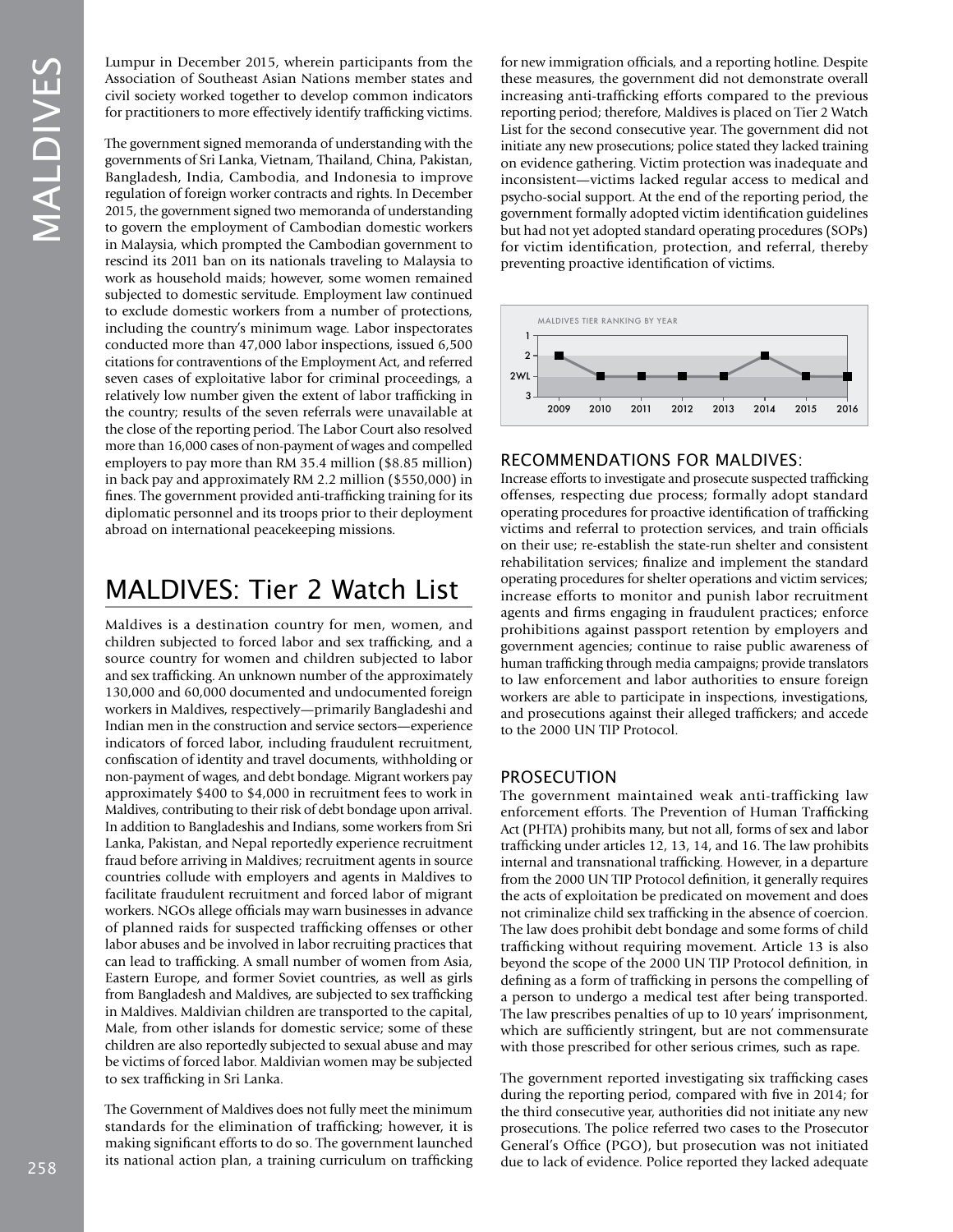Lumpur in December 2015, wherein participants from the Association of Southeast Asian Nations member states and civil society worked together to develop common indicators for practitioners to more effectively identify trafficking victims.

The government signed memoranda of understanding with the governments of Sri Lanka, Vietnam, Thailand, China, Pakistan, Bangladesh, India, Cambodia, and Indonesia to improve regulation of foreign worker contracts and rights. In December 2015, the government signed two memoranda of understanding to govern the employment of Cambodian domestic workers in Malaysia, which prompted the Cambodian government to rescind its 2011 ban on its nationals traveling to Malaysia to work as household maids; however, some women remained subjected to domestic servitude. Employment law continued to exclude domestic workers from a number of protections, including the country's minimum wage. Labor inspectorates conducted more than 47,000 labor inspections, issued 6,500 citations for contraventions of the Employment Act, and referred seven cases of exploitative labor for criminal proceedings, a relatively low number given the extent of labor trafficking in the country; results of the seven referrals were unavailable at the close of the reporting period. The Labor Court also resolved more than 16,000 cases of non-payment of wages and compelled employers to pay more than RM 35.4 million ($8.85 million) in back pay and approximately RM 2.2 million ($550,000) in fines. The government provided anti-trafficking training for its diplomatic personnel and its troops prior to their deployment abroad on international peacekeeping missions.

# MALDIVES: Tier 2 Watch List

Maldives is a destination country for men, women, and children subjected to forced labor and sex trafficking, and a source country for women and children subjected to labor and sex trafficking. An unknown number of the approximately 130,000 and 60,000 documented and undocumented foreign workers in Maldives, respectively—primarily Bangladeshi and Indian men in the construction and service sectors—experience indicators of forced labor, including fraudulent recruitment, confiscation of identity and travel documents, withholding or non-payment of wages, and debt bondage. Migrant workers pay approximately $400 to $4,000 in recruitment fees to work in Maldives, contributing to their risk of debt bondage upon arrival. In addition to Bangladeshis and Indians, some workers from Sri Lanka, Pakistan, and Nepal reportedly experience recruitment fraud before arriving in Maldives; recruitment agents in source countries collude with employers and agents in Maldives to facilitate fraudulent recruitment and forced labor of migrant workers. NGOs allege officials may warn businesses in advance of planned raids for suspected trafficking offenses or other labor abuses and be involved in labor recruiting practices that can lead to trafficking. A small number of women from Asia, Eastern Europe, and former Soviet countries, as well as girls from Bangladesh and Maldives, are subjected to sex trafficking in Maldives. Maldivian children are transported to the capital, Male, from other islands for domestic service; some of these children are also reportedly subjected to sexual abuse and may be victims of forced labor. Maldivian women may be subjected to sex trafficking in Sri Lanka.

The Government of Maldives does not fully meet the minimum standards for the elimination of trafficking; however, it is making significant efforts to do so. The government launched its national action plan, a training curriculum on trafficking for new immigration officials, and a reporting hotline. Despite these measures, the government did not demonstrate overall increasing anti-trafficking efforts compared to the previous reporting period; therefore, Maldives is placed on Tier 2 Watch List for the second consecutive year. The government did not initiate any new prosecutions; police stated they lacked training on evidence gathering. Victim protection was inadequate and inconsistent—victims lacked regular access to medical and psycho-social support. At the end of the reporting period, the government formally adopted victim identification guidelines but had not yet adopted standard operating procedures (SOPs) for victim identification, protection, and referral, thereby preventing proactive identification of victims.

MALDIVES TIER RANKING BY YEAR

1
2
2WL
3

2009 2010 2011 2012 2013 2014 2015 2016

## RECOMMENDATIONS FOR MALDIVES:

Increase efforts to investigate and prosecute suspected trafficking offenses, respecting due process; formally adopt standard operating procedures for proactive identification of trafficking victims and referral to protection services, and train officials on their use; re-establish the state-run shelter and consistent rehabilitation services; finalize and implement the standard operating procedures for shelter operations and victim services; increase efforts to monitor and punish labor recruitment agents and firms engaging in fraudulent practices; enforce prohibitions against passport retention by employers and government agencies; continue to raise public awareness of human trafficking through media campaigns; provide translators to law enforcement and labor authorities to ensure foreign workers are able to participate in inspections, investigations, and prosecutions against their alleged traffickers; and accede to the 2000 UN TIP Protocol.

## PROSECUTION

The government maintained weak anti-trafficking law enforcement efforts. The Prevention of Human Trafficking Act (PHTA) prohibits many, but not all, forms of sex and labor trafficking under articles 12, 13, 14, and 16. The law prohibits internal and transnational trafficking. However, in a departure from the 2000 UN TIP Protocol definition, it generally requires the acts of exploitation be predicated on movement and does not criminalize child sex trafficking in the absence of coercion. The law does prohibit debt bondage and some forms of child trafficking without requiring movement. Article 13 is also beyond the scope of the 2000 UN TIP Protocol definition, in defining as a form of trafficking in persons the compelling of a person to undergo a medical test after being transported. The law prescribes penalties of up to 10 years' imprisonment, which are sufficiently stringent, but are not commensurate with those prescribed for other serious crimes, such as rape.

The government reported investigating six trafficking cases during the reporting period, compared with five in 2014; for the third consecutive year, authorities did not initiate any new prosecutions. The police referred two cases to the Prosecutor General's Office (PGO), but prosecution was not initiated due to lack of evidence. Police reported they lacked adequate